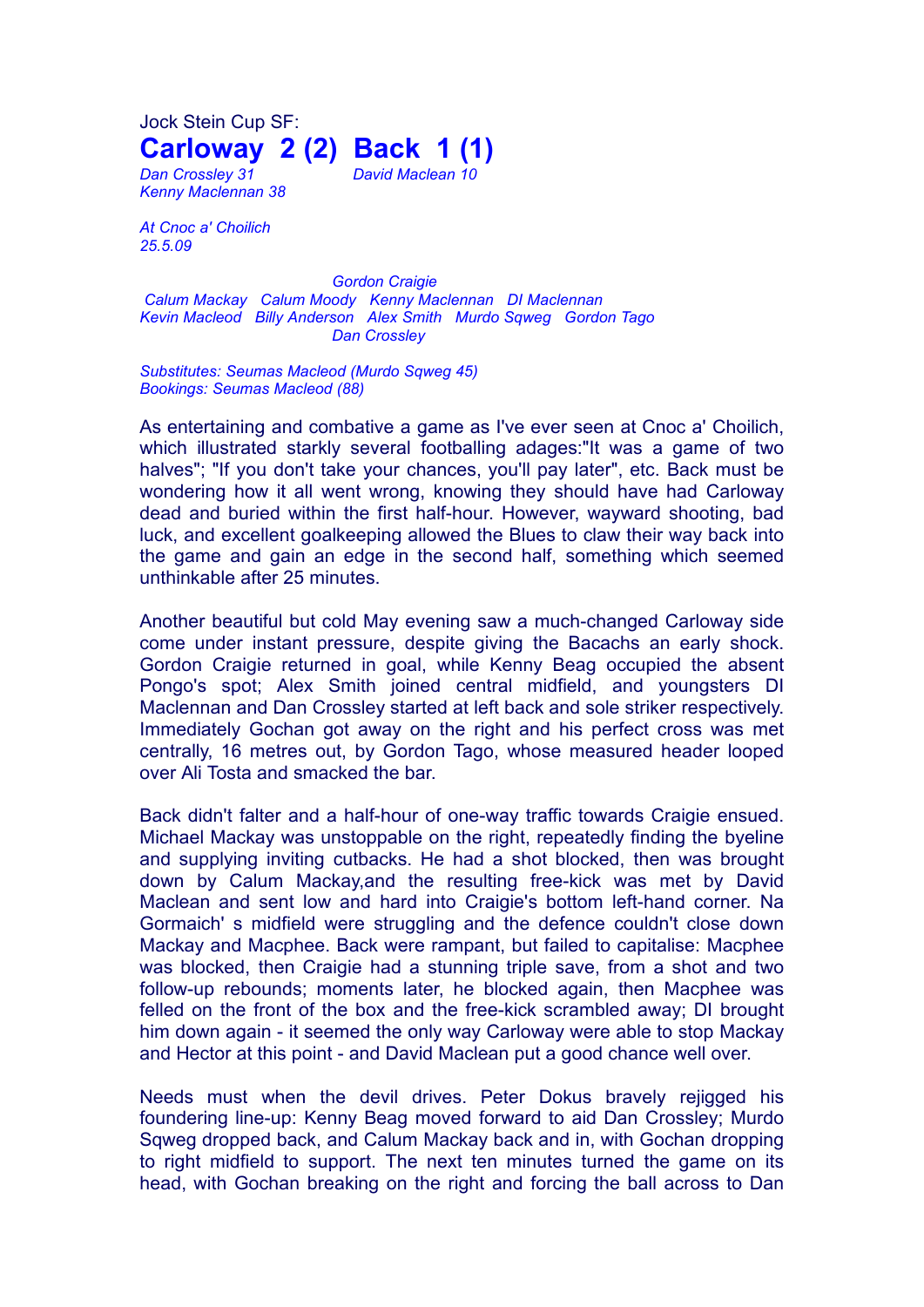Jock Stein Cup SF:

# Carloway 2 (2) Back 1 (1)

*Dan Crossley 31* *David Maclean 10*
*Kenny Maclennan 38*

*At Cnoc a' Choilich*
*25.5.09*

*Gordon Craigie*
*Calum Mackay Calum Moody Kenny Maclennan DI Maclennan*
*Kevin Macleod Billy Anderson Alex Smith Murdo Sqweg Gordon Tago*
*Dan Crossley*

*Substitutes: Seumas Macleod (Murdo Sqweg 45)*
*Bookings: Seumas Macleod (88)*

As entertaining and combative a game as I've ever seen at Cnoc a' Choilich, which illustrated starkly several footballing adages:"It was a game of two halves"; "If you don't take your chances, you'll pay later", etc. Back must be wondering how it all went wrong, knowing they should have had Carloway dead and buried within the first half-hour. However, wayward shooting, bad luck, and excellent goalkeeping allowed the Blues to claw their way back into the game and gain an edge in the second half, something which seemed unthinkable after 25 minutes.

Another beautiful but cold May evening saw a much-changed Carloway side come under instant pressure, despite giving the Bacachs an early shock. Gordon Craigie returned in goal, while Kenny Beag occupied the absent Pongo's spot; Alex Smith joined central midfield, and youngsters DI Maclennan and Dan Crossley started at left back and sole striker respectively. Immediately Gochan got away on the right and his perfect cross was met centrally, 16 metres out, by Gordon Tago, whose measured header looped over Ali Tosta and smacked the bar.

Back didn't falter and a half-hour of one-way traffic towards Craigie ensued. Michael Mackay was unstoppable on the right, repeatedly finding the byeline and supplying inviting cutbacks. He had a shot blocked, then was brought down by Calum Mackay,and the resulting free-kick was met by David Maclean and sent low and hard into Craigie's bottom left-hand corner. Na Gormaich' s midfield were struggling and the defence couldn't close down Mackay and Macphee. Back were rampant, but failed to capitalise: Macphee was blocked, then Craigie had a stunning triple save, from a shot and two follow-up rebounds; moments later, he blocked again, then Macphee was felled on the front of the box and the free-kick scrambled away; DI brought him down again - it seemed the only way Carloway were able to stop Mackay and Hector at this point - and David Maclean put a good chance well over.

Needs must when the devil drives. Peter Dokus bravely rejigged his foundering line-up: Kenny Beag moved forward to aid Dan Crossley; Murdo Sqweg dropped back, and Calum Mackay back and in, with Gochan dropping to right midfield to support. The next ten minutes turned the game on its head, with Gochan breaking on the right and forcing the ball across to Dan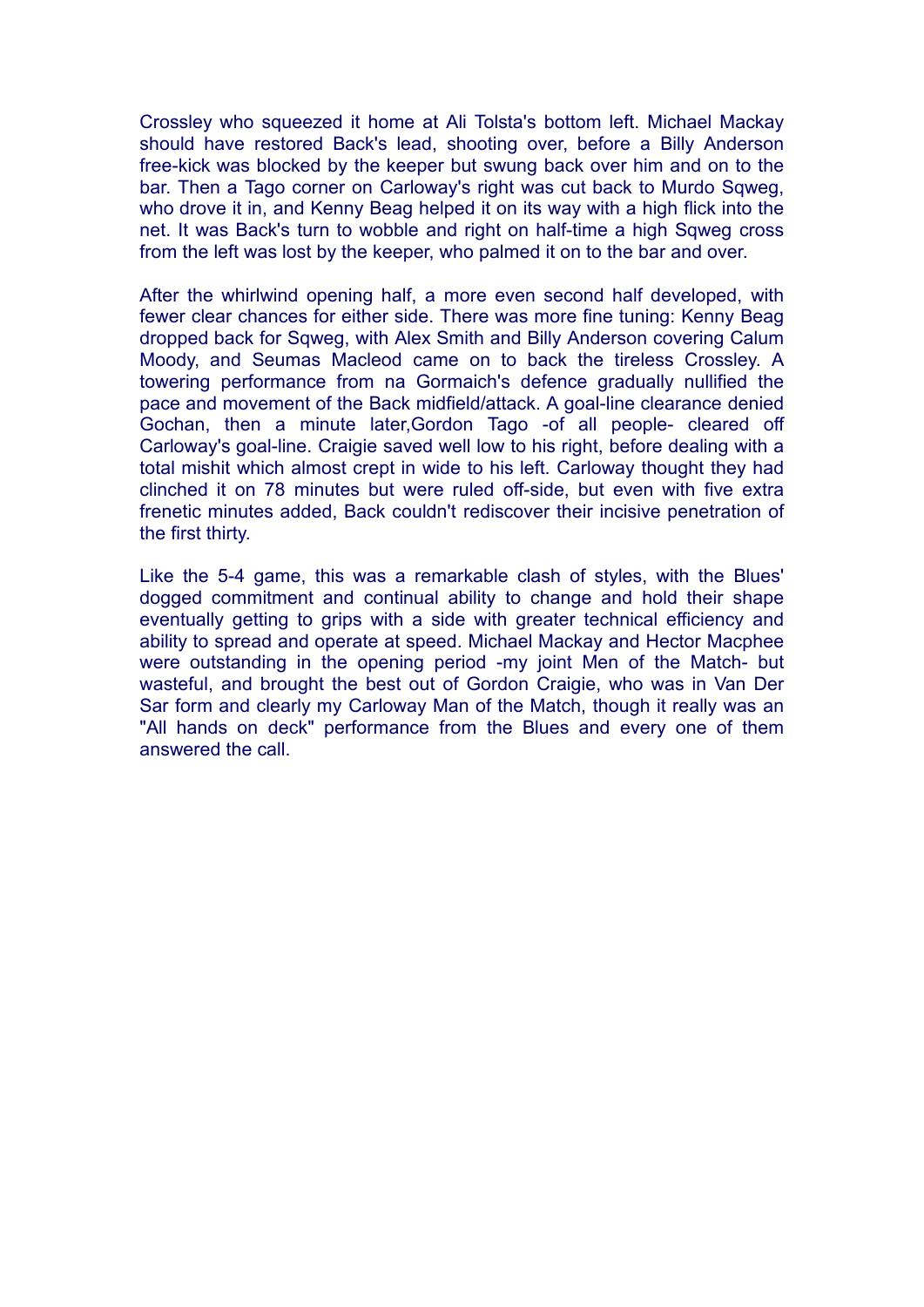Crossley who squeezed it home at Ali Tolsta's bottom left. Michael Mackay should have restored Back's lead, shooting over, before a Billy Anderson free-kick was blocked by the keeper but swung back over him and on to the bar. Then a Tago corner on Carloway's right was cut back to Murdo Sqweg, who drove it in, and Kenny Beag helped it on its way with a high flick into the net. It was Back's turn to wobble and right on half-time a high Sqweg cross from the left was lost by the keeper, who palmed it on to the bar and over.

After the whirlwind opening half, a more even second half developed, with fewer clear chances for either side. There was more fine tuning: Kenny Beag dropped back for Sqweg, with Alex Smith and Billy Anderson covering Calum Moody, and Seumas Macleod came on to back the tireless Crossley. A towering performance from na Gormaich's defence gradually nullified the pace and movement of the Back midfield/attack. A goal-line clearance denied Gochan, then a minute later,Gordon Tago -of all people- cleared off Carloway's goal-line. Craigie saved well low to his right, before dealing with a total mishit which almost crept in wide to his left. Carloway thought they had clinched it on 78 minutes but were ruled off-side, but even with five extra frenetic minutes added, Back couldn't rediscover their incisive penetration of the first thirty.

Like the 5-4 game, this was a remarkable clash of styles, with the Blues' dogged commitment and continual ability to change and hold their shape eventually getting to grips with a side with greater technical efficiency and ability to spread and operate at speed. Michael Mackay and Hector Macphee were outstanding in the opening period -my joint Men of the Match- but wasteful, and brought the best out of Gordon Craigie, who was in Van Der Sar form and clearly my Carloway Man of the Match, though it really was an "All hands on deck" performance from the Blues and every one of them answered the call.